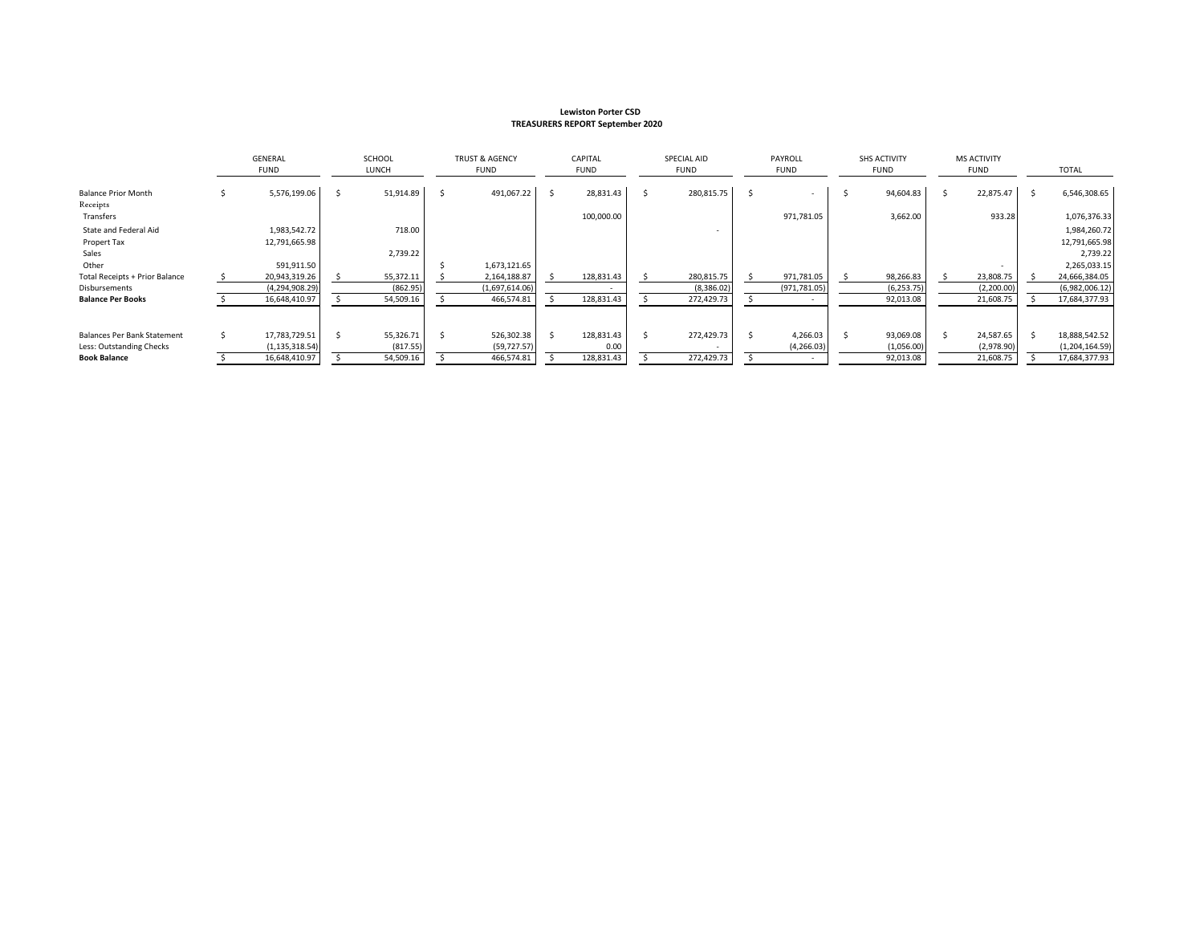**Lewiston Porter CSD**
**TREASURERS REPORT September 2020**

| | GENERAL FUND | SCHOOL LUNCH | TRUST & AGENCY FUND | CAPITAL FUND | SPECIAL AID FUND | PAYROLL FUND | SHS ACTIVITY FUND | MS ACTIVITY FUND | TOTAL |
|---|---|---|---|---|---|---|---|---|---|
| Balance Prior Month | $ 5,576,199.06 | $ 51,914.89 | $ 491,067.22 | $ 28,831.43 | $ 280,815.75 | $ - | $ 94,604.83 | $ 22,875.47 | $ 6,546,308.65 |
| Receipts | | | | | | | | | |
| Transfers | | | | 100,000.00 | | 971,781.05 | 3,662.00 | 933.28 | 1,076,376.33 |
| State and Federal Aid | 1,983,542.72 | 718.00 | | | - | | | | 1,984,260.72 |
| Propert Tax | 12,791,665.98 | | | | | | | | 12,791,665.98 |
| Sales | | 2,739.22 | | | | | | | 2,739.22 |
| Other | 591,911.50 | | $ 1,673,121.65 | | | | | - | 2,265,033.15 |
| Total Receipts + Prior Balance | $ 20,943,319.26 | $ 55,372.11 | $ 2,164,188.87 | $ 128,831.43 | $ 280,815.75 | $ 971,781.05 | $ 98,266.83 | $ 23,808.75 | $ 24,666,384.05 |
| Disbursements | (4,294,908.29) | (862.95) | (1,697,614.06) | - | (8,386.02) | (971,781.05) | (6,253.75) | (2,200.00) | (6,982,006.12) |
| **Balance Per Books** | $ 16,648,410.97 | $ 54,509.16 | $ 466,574.81 | $ 128,831.43 | $ 272,429.73 | $ - | 92,013.08 | 21,608.75 | $ 17,684,377.93 |
| | | | | | | | | | |
| Balances Per Bank Statement | $ 17,783,729.51 | $ 55,326.71 | $ 526,302.38 | $ 128,831.43 | $ 272,429.73 | $ 4,266.03 | $ 93,069.08 | $ 24,587.65 | $ 18,888,542.52 |
| Less: Outstanding Checks | (1,135,318.54) | (817.55) | (59,727.57) | 0.00 | - | (4,266.03) | (1,056.00) | (2,978.90) | (1,204,164.59) |
| **Book Balance** | $ 16,648,410.97 | $ 54,509.16 | $ 466,574.81 | $ 128,831.43 | $ 272,429.73 | $ - | 92,013.08 | 21,608.75 | $ 17,684,377.93 |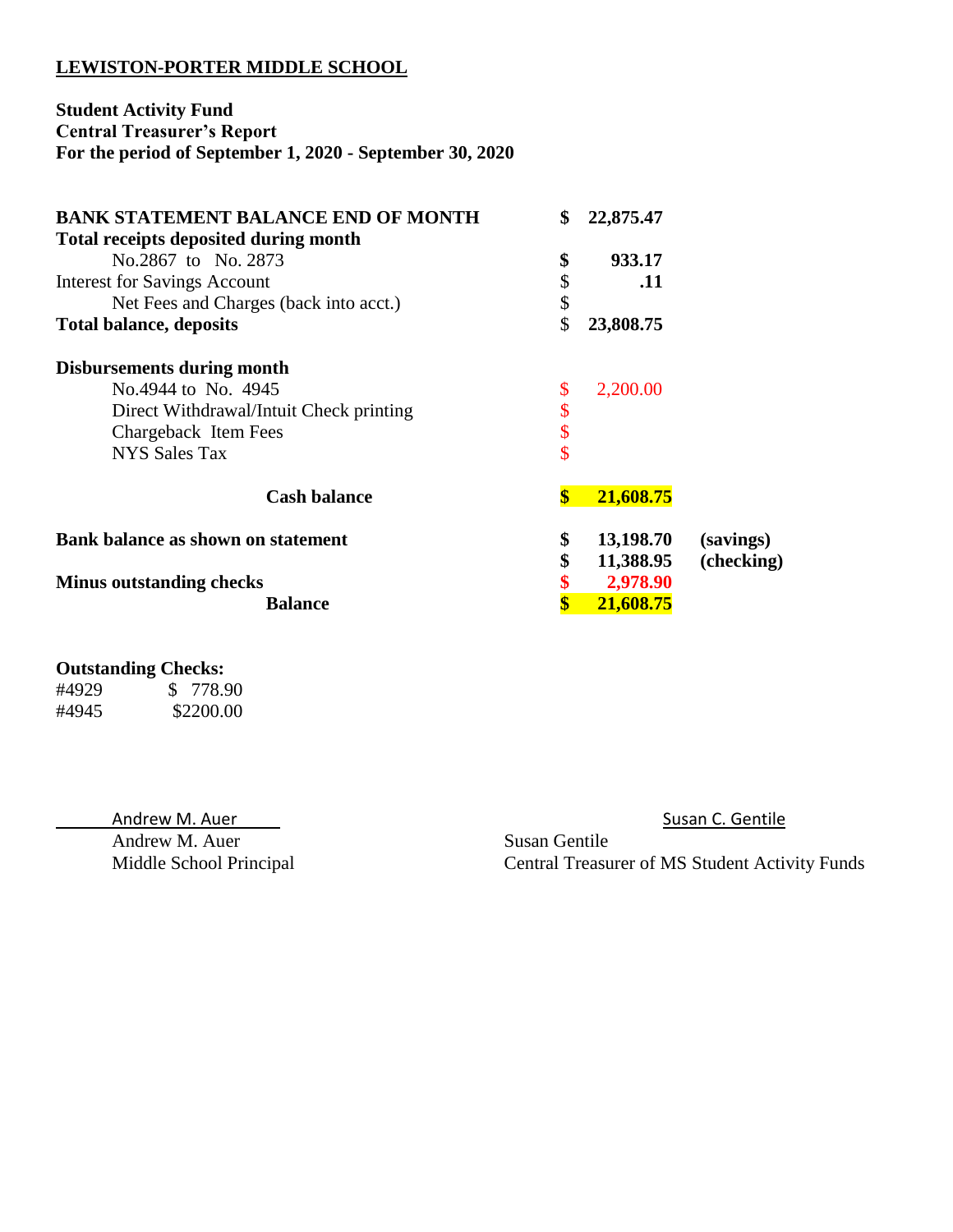**LEWISTON-PORTER MIDDLE SCHOOL**

**Student Activity Fund**
**Central Treasurer's Report**
**For the period of September 1, 2020 - September 30, 2020**

| | | | |
|---|---|---|---|
| **BANK STATEMENT BALANCE END OF MONTH** | **$** | **22,875.47** | |
| **Total receipts deposited during month** | | | |
| No.2867 to No. 2873 | **$** | **933.17** | |
| Interest for Savings Account | $ | **.11** | |
| Net Fees and Charges (back into acct.) | $ | | |
| **Total balance, deposits** | $ | **23,808.75** | |
| **Disbursements during month** | | | |
| No.4944 to No. 4945 | $ | 2,200.00 | |
| Direct Withdrawal/Intuit Check printing | $ | | |
| Chargeback Item Fees | $ | | |
| NYS Sales Tax | $ | | |
| **Cash balance** | **$** | **21,608.75** | |
| **Bank balance as shown on statement** | **$** | **13,198.70** | **(savings)** |
| | **$** | **11,388.95** | **(checking)** |
| **Minus outstanding checks** | **$** | **2,978.90** | |
| **Balance** | **$** | **21,608.75** | |

**Outstanding Checks:**

| | |
|---|---|
| #4929 | $ 778.90 |
| #4945 | $2200.00 |

Andrew M. Auer
Andrew M. Auer
Middle School Principal

Susan C. Gentile
Susan Gentile
Central Treasurer of MS Student Activity Funds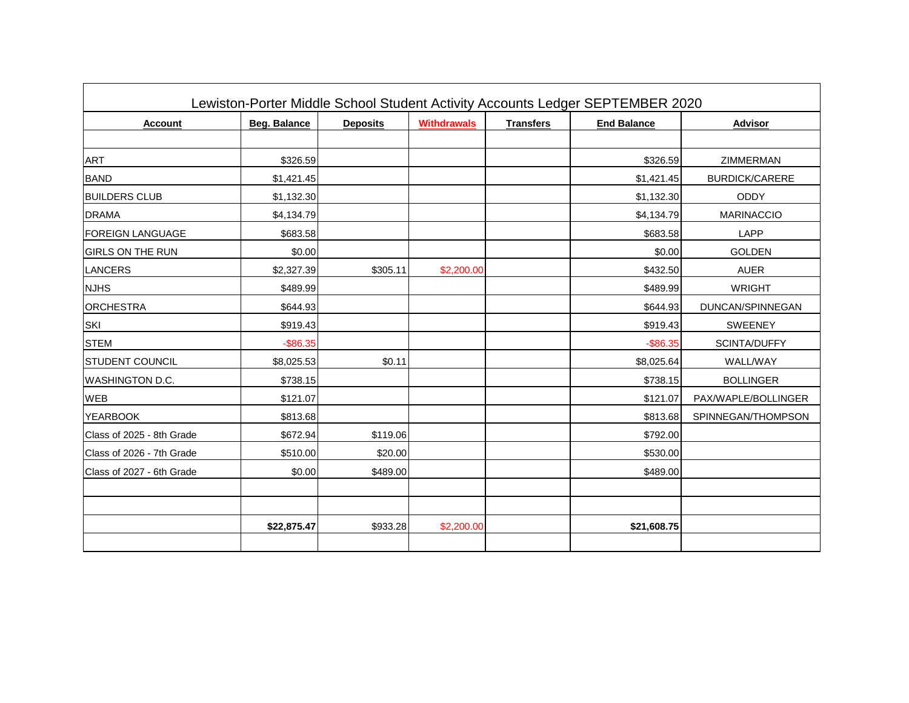| Lewiston-Porter Middle School Student Activity Accounts Ledger SEPTEMBER 2020 | | | | | | |
|---|---|---|---|---|---|---|
| **Account** | **Beg. Balance** | **Deposits** | **Withdrawals** | **Transfers** | **End Balance** | **Advisor** |
| | | | | | | |
| ART | $326.59 | | | | $326.59 | ZIMMERMAN |
| BAND | $1,421.45 | | | | $1,421.45 | BURDICK/CARERE |
| BUILDERS CLUB | $1,132.30 | | | | $1,132.30 | ODDY |
| DRAMA | $4,134.79 | | | | $4,134.79 | MARINACCIO |
| FOREIGN LANGUAGE | $683.58 | | | | $683.58 | LAPP |
| GIRLS ON THE RUN | $0.00 | | | | $0.00 | GOLDEN |
| LANCERS | $2,327.39 | $305.11 | $2,200.00 | | $432.50 | AUER |
| NJHS | $489.99 | | | | $489.99 | WRIGHT |
| ORCHESTRA | $644.93 | | | | $644.93 | DUNCAN/SPINNEGAN |
| SKI | $919.43 | | | | $919.43 | SWEENEY |
| STEM | -$86.35 | | | | -$86.35 | SCINTA/DUFFY |
| STUDENT COUNCIL | $8,025.53 | $0.11 | | | $8,025.64 | WALL/WAY |
| WASHINGTON D.C. | $738.15 | | | | $738.15 | BOLLINGER |
| WEB | $121.07 | | | | $121.07 | PAX/WAPLE/BOLLINGER |
| YEARBOOK | $813.68 | | | | $813.68 | SPINNEGAN/THOMPSON |
| Class of 2025 - 8th Grade | $672.94 | $119.06 | | | $792.00 | |
| Class of 2026 - 7th Grade | $510.00 | $20.00 | | | $530.00 | |
| Class of 2027 - 6th Grade | $0.00 | $489.00 | | | $489.00 | |
| | | | | | | |
| | | | | | | |
| | **$22,875.47** | $933.28 | $2,200.00 | | **$21,608.75** | |
| | | | | | | |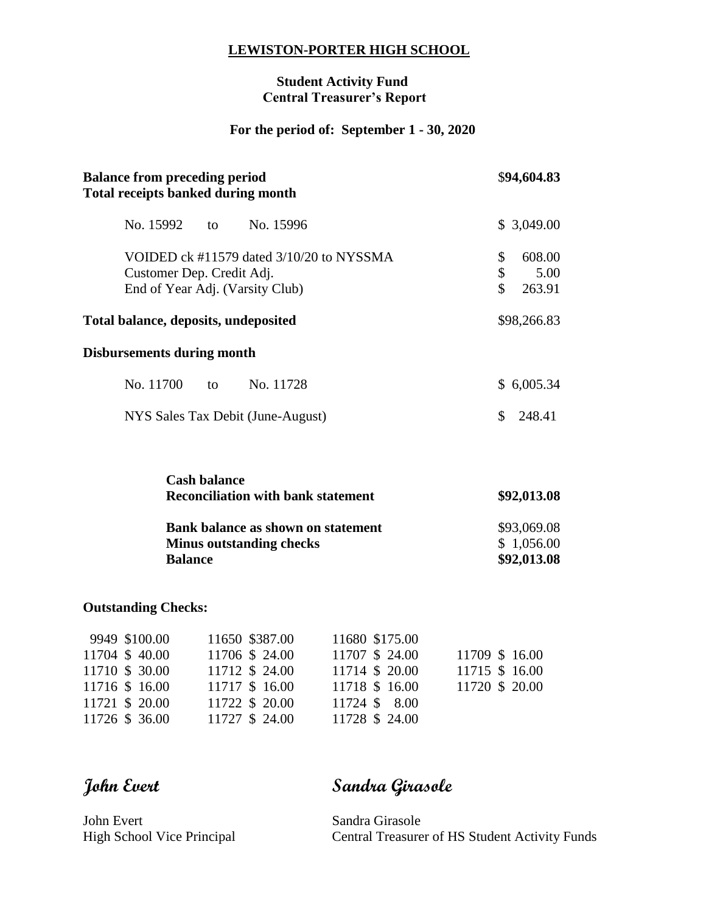**LEWISTON-PORTER HIGH SCHOOL**

**Student Activity Fund**
**Central Treasurer's Report**

**For the period of: September 1 - 30, 2020**

| | |
|---|---|
| **Balance from preceding period** | $**94,604.83** |
| **Total receipts banked during month** | |
| No. 15992 to No. 15996 | $ 3,049.00 |
| VOIDED ck #11579 dated 3/10/20 to NYSSMA | $ 608.00 |
| Customer Dep. Credit Adj. | $ 5.00 |
| End of Year Adj. (Varsity Club) | $ 263.91 |
| **Total balance, deposits, undeposited** | $98,266.83 |
| **Disbursements during month** | |
| No. 11700 to No. 11728 | $ 6,005.34 |
| NYS Sales Tax Debit (June-August) | $ 248.41 |

| | |
|---|---|
| **Cash balance** | |
| **Reconciliation with bank statement** | **$92,013.08** |
| **Bank balance as shown on statement** | $93,069.08 |
| **Minus outstanding checks** | $ 1,056.00 |
| **Balance** | **$92,013.08** |

**Outstanding Checks:**

| | | | |
|---|---|---|---|
| 9949 $100.00 | 11650 $387.00 | 11680 $175.00 | |
| 11704 $ 40.00 | 11706 $ 24.00 | 11707 $ 24.00 | 11709 $ 16.00 |
| 11710 $ 30.00 | 11712 $ 24.00 | 11714 $ 20.00 | 11715 $ 16.00 |
| 11716 $ 16.00 | 11717 $ 16.00 | 11718 $ 16.00 | 11720 $ 20.00 |
| 11721 $ 20.00 | 11722 $ 20.00 | 11724 $ 8.00 | |
| 11726 $ 36.00 | 11727 $ 24.00 | 11728 $ 24.00 | |

*John Evert*

John Evert
High School Vice Principal

*Sandra Girasole*

Sandra Girasole
Central Treasurer of HS Student Activity Funds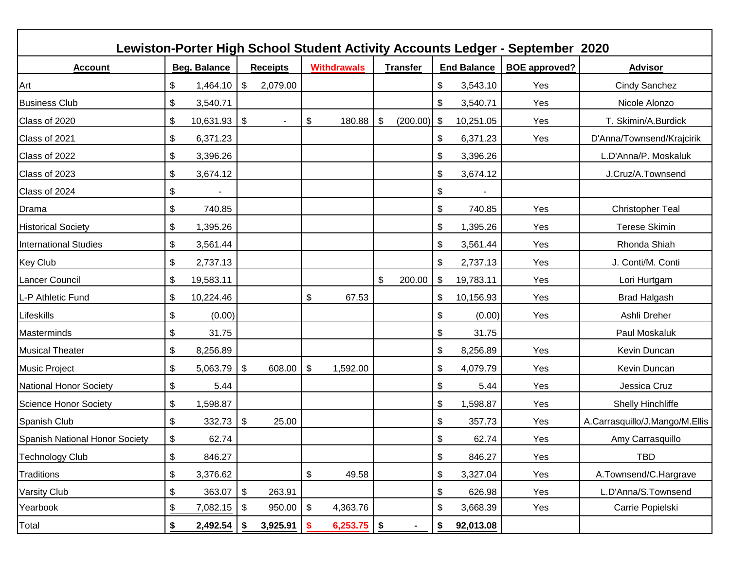# Lewiston-Porter High School Student Activity Accounts Ledger - September 2020

| Account | Beg. Balance | Receipts | Withdrawals | Transfer | End Balance | BOE approved? | Advisor |
|---|---|---|---|---|---|---|---|
| Art | $ 1,464.10 | $ 2,079.00 | | | $ 3,543.10 | Yes | Cindy Sanchez |
| Business Club | $ 3,540.71 | | | | $ 3,540.71 | Yes | Nicole Alonzo |
| Class of 2020 | $ 10,631.93 | $ - | $ 180.88 | $ (200.00) | $ 10,251.05 | Yes | T. Skimin/A.Burdick |
| Class of 2021 | $ 6,371.23 | | | | $ 6,371.23 | Yes | D'Anna/Townsend/Krajcirik |
| Class of 2022 | $ 3,396.26 | | | | $ 3,396.26 | | L.D'Anna/P. Moskaluk |
| Class of 2023 | $ 3,674.12 | | | | $ 3,674.12 | | J.Cruz/A.Townsend |
| Class of 2024 | $ - | | | | $ - | | |
| Drama | $ 740.85 | | | | $ 740.85 | Yes | Christopher Teal |
| Historical Society | $ 1,395.26 | | | | $ 1,395.26 | Yes | Terese Skimin |
| International Studies | $ 3,561.44 | | | | $ 3,561.44 | Yes | Rhonda Shiah |
| Key Club | $ 2,737.13 | | | | $ 2,737.13 | Yes | J. Conti/M. Conti |
| Lancer Council | $ 19,583.11 | | | $ 200.00 | $ 19,783.11 | Yes | Lori Hurtgam |
| L-P Athletic Fund | $ 10,224.46 | | $ 67.53 | | $ 10,156.93 | Yes | Brad Halgash |
| Lifeskills | $ (0.00) | | | | $ (0.00) | Yes | Ashli Dreher |
| Masterminds | $ 31.75 | | | | $ 31.75 | | Paul Moskaluk |
| Musical Theater | $ 8,256.89 | | | | $ 8,256.89 | Yes | Kevin Duncan |
| Music Project | $ 5,063.79 | $ 608.00 | $ 1,592.00 | | $ 4,079.79 | Yes | Kevin Duncan |
| National Honor Society | $ 5.44 | | | | $ 5.44 | Yes | Jessica Cruz |
| Science Honor Society | $ 1,598.87 | | | | $ 1,598.87 | Yes | Shelly Hinchliffe |
| Spanish Club | $ 332.73 | $ 25.00 | | | $ 357.73 | Yes | A.Carrasquillo/J.Mango/M.Ellis |
| Spanish National Honor Society | $ 62.74 | | | | $ 62.74 | Yes | Amy Carrasquillo |
| Technology Club | $ 846.27 | | | | $ 846.27 | Yes | TBD |
| Traditions | $ 3,376.62 | | $ 49.58 | | $ 3,327.04 | Yes | A.Townsend/C.Hargrave |
| Varsity Club | $ 363.07 | $ 263.91 | | | $ 626.98 | Yes | L.D'Anna/S.Townsend |
| Yearbook | $ 7,082.15 | $ 950.00 | $ 4,363.76 | | $ 3,668.39 | Yes | Carrie Popielski |
| Total | **$ 2,492.54** | **$ 3,925.91** | **$ 6,253.75** | **$ -** | **$ 92,013.08** | | |